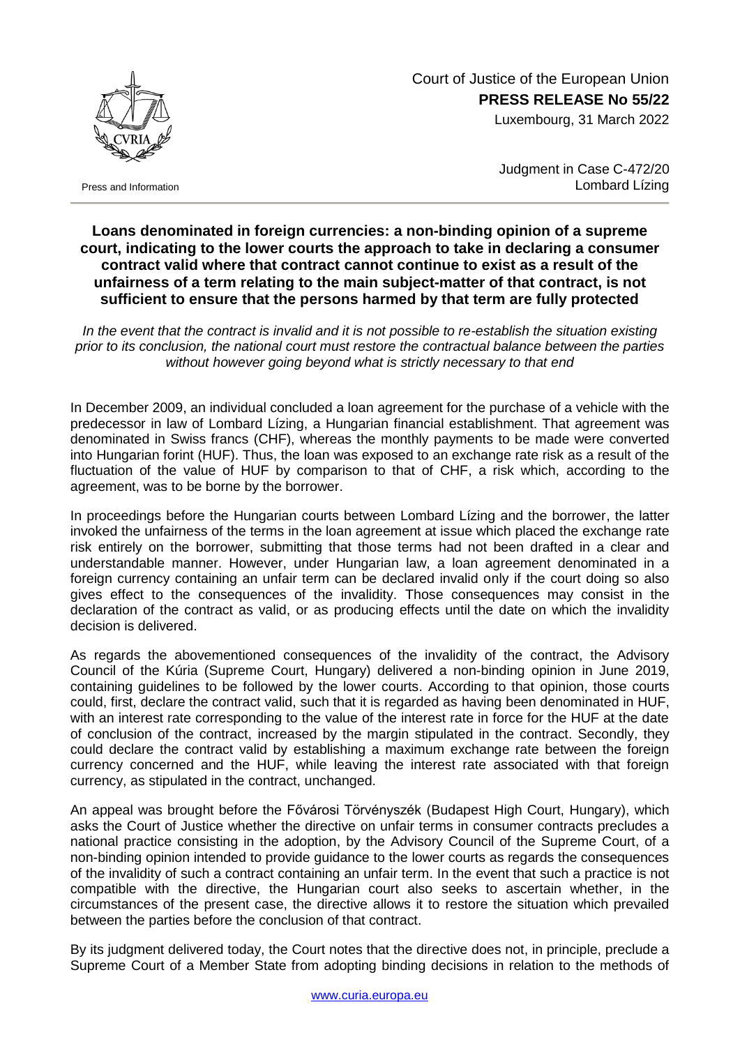Court of Justice of the European Union

**PRESS RELEASE No 55/22**

Luxembourg, 31 March 2022

Press and Information

Judgment in Case C-472/20
Lombard Lízing

**Loans denominated in foreign currencies: a non-binding opinion of a supreme court, indicating to the lower courts the approach to take in declaring a consumer contract valid where that contract cannot continue to exist as a result of the unfairness of a term relating to the main subject-matter of that contract, is not sufficient to ensure that the persons harmed by that term are fully protected**

*In the event that the contract is invalid and it is not possible to re-establish the situation existing prior to its conclusion, the national court must restore the contractual balance between the parties without however going beyond what is strictly necessary to that end*

In December 2009, an individual concluded a loan agreement for the purchase of a vehicle with the predecessor in law of Lombard Lízing, a Hungarian financial establishment. That agreement was denominated in Swiss francs (CHF), whereas the monthly payments to be made were converted into Hungarian forint (HUF). Thus, the loan was exposed to an exchange rate risk as a result of the fluctuation of the value of HUF by comparison to that of CHF, a risk which, according to the agreement, was to be borne by the borrower.

In proceedings before the Hungarian courts between Lombard Lízing and the borrower, the latter invoked the unfairness of the terms in the loan agreement at issue which placed the exchange rate risk entirely on the borrower, submitting that those terms had not been drafted in a clear and understandable manner. However, under Hungarian law, a loan agreement denominated in a foreign currency containing an unfair term can be declared invalid only if the court doing so also gives effect to the consequences of the invalidity. Those consequences may consist in the declaration of the contract as valid, or as producing effects until the date on which the invalidity decision is delivered.

As regards the abovementioned consequences of the invalidity of the contract, the Advisory Council of the Kúria (Supreme Court, Hungary) delivered a non-binding opinion in June 2019, containing guidelines to be followed by the lower courts. According to that opinion, those courts could, first, declare the contract valid, such that it is regarded as having been denominated in HUF, with an interest rate corresponding to the value of the interest rate in force for the HUF at the date of conclusion of the contract, increased by the margin stipulated in the contract. Secondly, they could declare the contract valid by establishing a maximum exchange rate between the foreign currency concerned and the HUF, while leaving the interest rate associated with that foreign currency, as stipulated in the contract, unchanged.

An appeal was brought before the Fővárosi Törvényszék (Budapest High Court, Hungary), which asks the Court of Justice whether the directive on unfair terms in consumer contracts precludes a national practice consisting in the adoption, by the Advisory Council of the Supreme Court, of a non-binding opinion intended to provide guidance to the lower courts as regards the consequences of the invalidity of such a contract containing an unfair term. In the event that such a practice is not compatible with the directive, the Hungarian court also seeks to ascertain whether, in the circumstances of the present case, the directive allows it to restore the situation which prevailed between the parties before the conclusion of that contract.

By its judgment delivered today, the Court notes that the directive does not, in principle, preclude a Supreme Court of a Member State from adopting binding decisions in relation to the methods of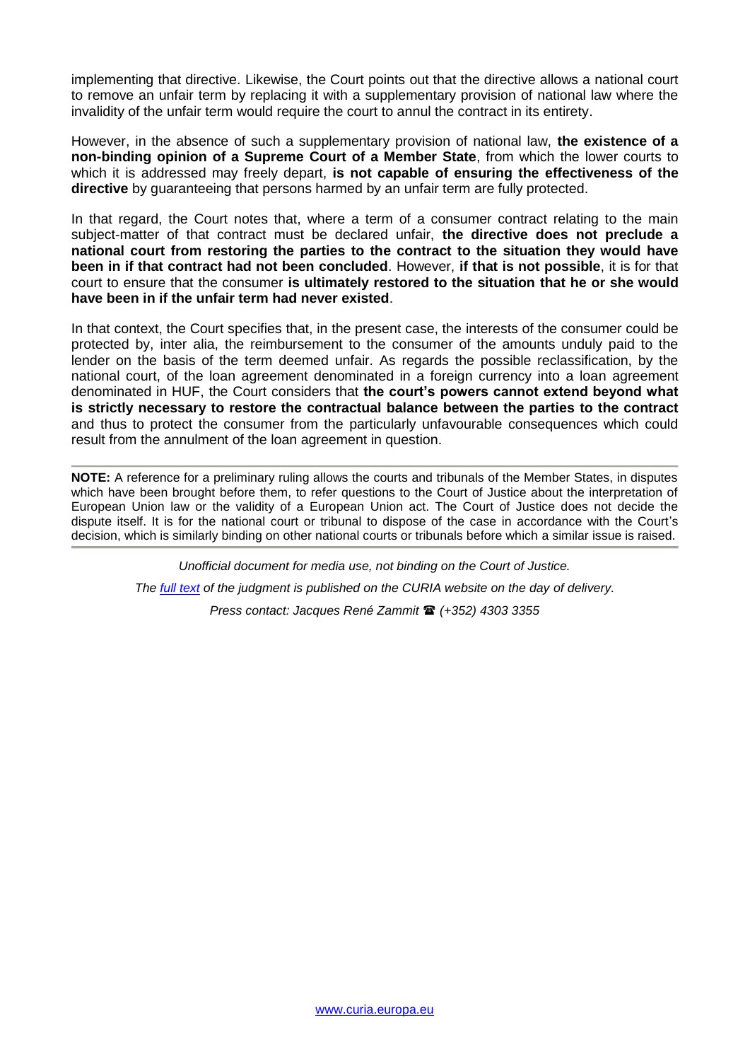implementing that directive. Likewise, the Court points out that the directive allows a national court to remove an unfair term by replacing it with a supplementary provision of national law where the invalidity of the unfair term would require the court to annul the contract in its entirety.

However, in the absence of such a supplementary provision of national law, **the existence of a non-binding opinion of a Supreme Court of a Member State**, from which the lower courts to which it is addressed may freely depart, **is not capable of ensuring the effectiveness of the directive** by guaranteeing that persons harmed by an unfair term are fully protected.

In that regard, the Court notes that, where a term of a consumer contract relating to the main subject-matter of that contract must be declared unfair, **the directive does not preclude a national court from restoring the parties to the contract to the situation they would have been in if that contract had not been concluded**. However, **if that is not possible**, it is for that court to ensure that the consumer **is ultimately restored to the situation that he or she would have been in if the unfair term had never existed**.

In that context, the Court specifies that, in the present case, the interests of the consumer could be protected by, inter alia, the reimbursement to the consumer of the amounts unduly paid to the lender on the basis of the term deemed unfair. As regards the possible reclassification, by the national court, of the loan agreement denominated in a foreign currency into a loan agreement denominated in HUF, the Court considers that **the court's powers cannot extend beyond what is strictly necessary to restore the contractual balance between the parties to the contract** and thus to protect the consumer from the particularly unfavourable consequences which could result from the annulment of the loan agreement in question.

---

**NOTE:** A reference for a preliminary ruling allows the courts and tribunals of the Member States, in disputes which have been brought before them, to refer questions to the Court of Justice about the interpretation of European Union law or the validity of a European Union act. The Court of Justice does not decide the dispute itself. It is for the national court or tribunal to dispose of the case in accordance with the Court's decision, which is similarly binding on other national courts or tribunals before which a similar issue is raised.

---

*Unofficial document for media use, not binding on the Court of Justice.*

*The full text of the judgment is published on the CURIA website on the day of delivery.*

*Press contact: Jacques René Zammit ☎ (+352) 4303 3355*

www.curia.europa.eu